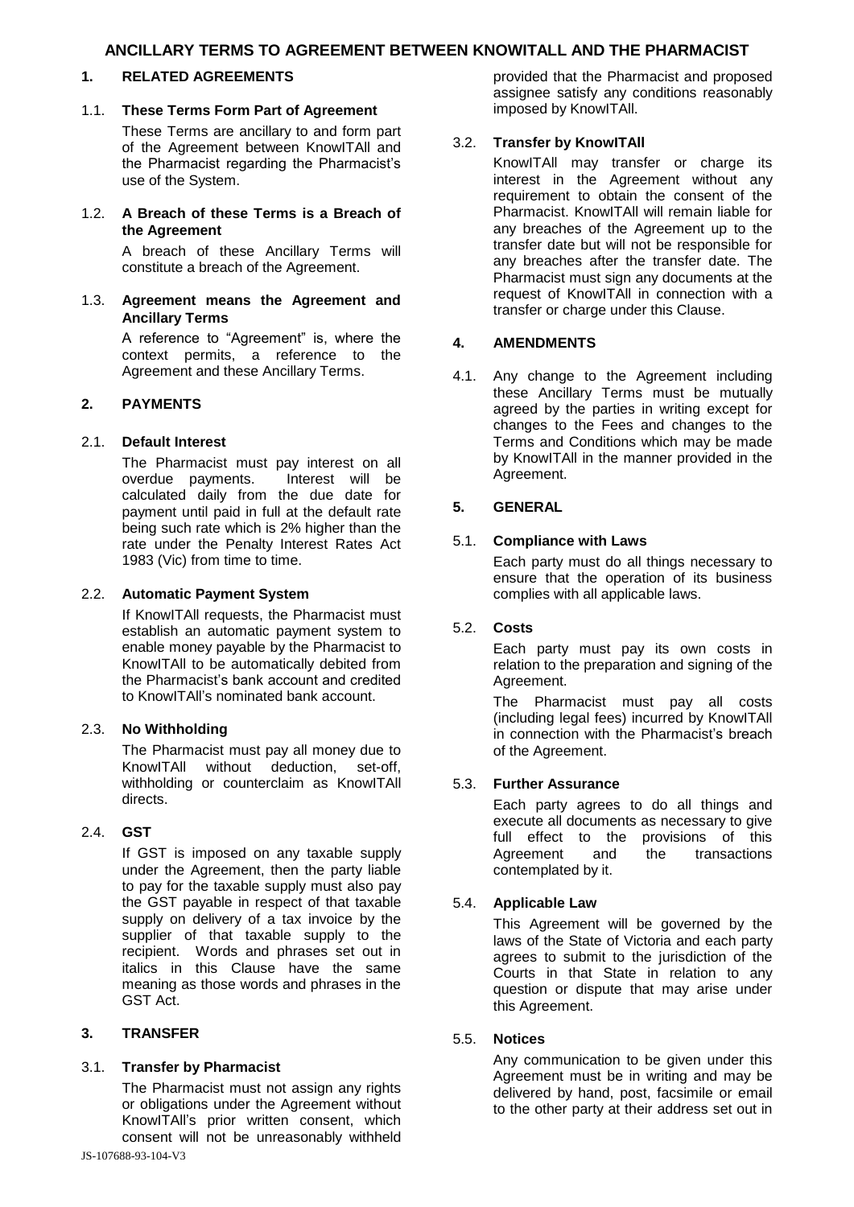# ANCILLARY TERMS TO AGREEMENT BETWEEN KNOWITALL AND THE PHARMACIST

## 1. RELATED AGREEMENTS

### 1.1. These Terms Form Part of Agreement

These Terms are ancillary to and form part of the Agreement between KnowITAll and the Pharmacist regarding the Pharmacist's use of the System.

### 1.2. A Breach of these Terms is a Breach of the Agreement

A breach of these Ancillary Terms will constitute a breach of the Agreement.

### 1.3. Agreement means the Agreement and Ancillary Terms

A reference to "Agreement" is, where the context permits, a reference to the Agreement and these Ancillary Terms.

## 2. PAYMENTS

### 2.1. Default Interest

The Pharmacist must pay interest on all overdue payments. Interest will be calculated daily from the due date for payment until paid in full at the default rate being such rate which is 2% higher than the rate under the Penalty Interest Rates Act 1983 (Vic) from time to time.

### 2.2. Automatic Payment System

If KnowITAll requests, the Pharmacist must establish an automatic payment system to enable money payable by the Pharmacist to KnowITAll to be automatically debited from the Pharmacist's bank account and credited to KnowITAll's nominated bank account.

### 2.3. No Withholding

The Pharmacist must pay all money due to KnowITAll without deduction, set-off, withholding or counterclaim as KnowITAll directs.

### 2.4. GST

If GST is imposed on any taxable supply under the Agreement, then the party liable to pay for the taxable supply must also pay the GST payable in respect of that taxable supply on delivery of a tax invoice by the supplier of that taxable supply to the recipient. Words and phrases set out in italics in this Clause have the same meaning as those words and phrases in the GST Act.

## 3. TRANSFER

### 3.1. Transfer by Pharmacist

The Pharmacist must not assign any rights or obligations under the Agreement without KnowITAll's prior written consent, which consent will not be unreasonably withheld provided that the Pharmacist and proposed assignee satisfy any conditions reasonably imposed by KnowITAll.

### 3.2. Transfer by KnowITAll

KnowITAll may transfer or charge its interest in the Agreement without any requirement to obtain the consent of the Pharmacist. KnowITAll will remain liable for any breaches of the Agreement up to the transfer date but will not be responsible for any breaches after the transfer date. The Pharmacist must sign any documents at the request of KnowITAll in connection with a transfer or charge under this Clause.

## 4. AMENDMENTS

4.1. Any change to the Agreement including these Ancillary Terms must be mutually agreed by the parties in writing except for changes to the Fees and changes to the Terms and Conditions which may be made by KnowITAll in the manner provided in the Agreement.

## 5. GENERAL

### 5.1. Compliance with Laws

Each party must do all things necessary to ensure that the operation of its business complies with all applicable laws.

### 5.2. Costs

Each party must pay its own costs in relation to the preparation and signing of the Agreement.

The Pharmacist must pay all costs (including legal fees) incurred by KnowITAll in connection with the Pharmacist's breach of the Agreement.

### 5.3. Further Assurance

Each party agrees to do all things and execute all documents as necessary to give full effect to the provisions of this Agreement and the transactions contemplated by it.

### 5.4. Applicable Law

This Agreement will be governed by the laws of the State of Victoria and each party agrees to submit to the jurisdiction of the Courts in that State in relation to any question or dispute that may arise under this Agreement.

### 5.5. Notices

Any communication to be given under this Agreement must be in writing and may be delivered by hand, post, facsimile or email to the other party at their address set out in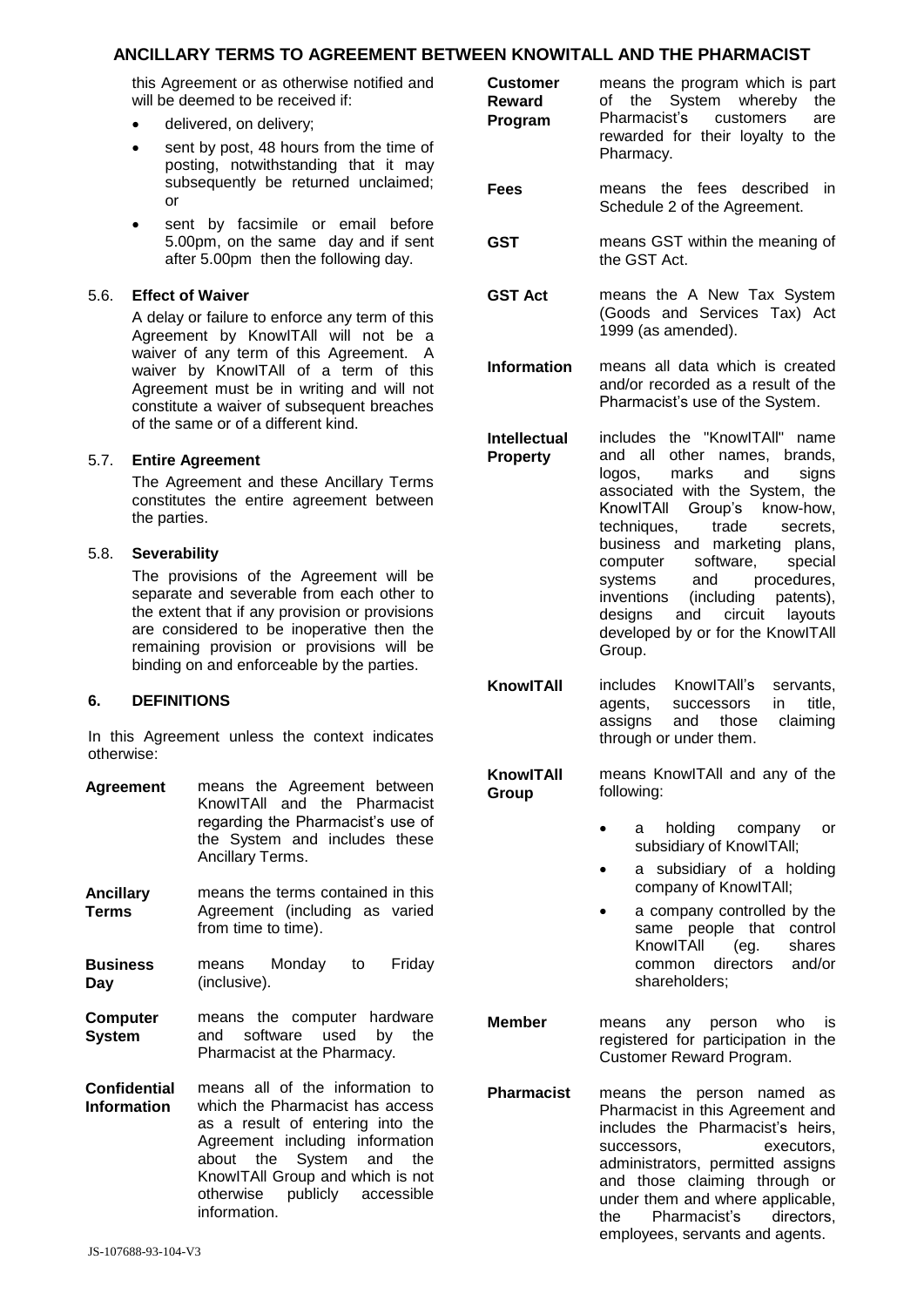this Agreement or as otherwise notified and will be deemed to be received if:

- delivered, on delivery;
- sent by post, 48 hours from the time of posting, notwithstanding that it may subsequently be returned unclaimed; or
- sent by facsimile or email before 5.00pm, on the same day and if sent after 5.00pm then the following day.

### 5.6. Effect of Waiver

A delay or failure to enforce any term of this Agreement by KnowITAll will not be a waiver of any term of this Agreement. A waiver by KnowITAll of a term of this Agreement must be in writing and will not constitute a waiver of subsequent breaches of the same or of a different kind.

### 5.7. Entire Agreement

The Agreement and these Ancillary Terms constitutes the entire agreement between the parties.

### 5.8. Severability

The provisions of the Agreement will be separate and severable from each other to the extent that if any provision or provisions are considered to be inoperative then the remaining provision or provisions will be binding on and enforceable by the parties.

## 6. DEFINITIONS

In this Agreement unless the context indicates otherwise:

**Agreement** means the Agreement between KnowITAll and the Pharmacist regarding the Pharmacist's use of the System and includes these Ancillary Terms.

**Ancillary Terms** means the terms contained in this Agreement (including as varied from time to time).

**Business Day** means Monday to Friday (inclusive).

**Computer System** means the computer hardware and software used by the Pharmacist at the Pharmacy.

**Confidential Information** means all of the information to which the Pharmacist has access as a result of entering into the Agreement including information about the System and the KnowITAll Group and which is not otherwise publicly accessible information.

**Customer Reward Program** means the program which is part of the System whereby the Pharmacist's customers are rewarded for their loyalty to the Pharmacy.

**Fees** means the fees described in Schedule 2 of the Agreement.

**GST** means GST within the meaning of the GST Act.

**GST Act** means the A New Tax System (Goods and Services Tax) Act 1999 (as amended).

**Information** means all data which is created and/or recorded as a result of the Pharmacist's use of the System.

**Intellectual Property** includes the "KnowITAll" name and all other names, brands, logos, marks and signs associated with the System, the KnowITAll Group's know-how, techniques, trade secrets, business and marketing plans, computer software, special systems and procedures, inventions (including patents), designs and circuit layouts developed by or for the KnowITAll Group.

**KnowITAll** includes KnowITAll's servants, agents, successors in title, assigns and those claiming through or under them.

**KnowITAll Group** means KnowITAll and any of the following:

- a holding company or subsidiary of KnowITAll;
- a subsidiary of a holding company of KnowITAll;
- a company controlled by the same people that control KnowITAll (eg. shares common directors and/or shareholders;

**Member** means any person who is registered for participation in the Customer Reward Program.

**Pharmacist** means the person named as Pharmacist in this Agreement and includes the Pharmacist's heirs, successors, executors, administrators, permitted assigns and those claiming through or under them and where applicable, the Pharmacist's directors, employees, servants and agents.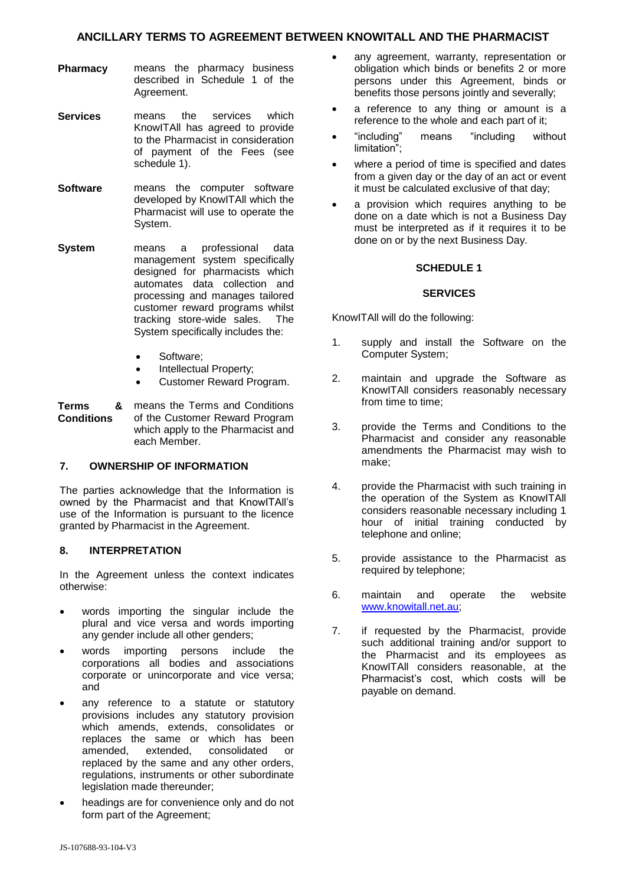## ANCILLARY TERMS TO AGREEMENT BETWEEN KNOWITALL AND THE PHARMACIST

**Pharmacy** means the pharmacy business described in Schedule 1 of the Agreement.

**Services** means the services which KnowITAll has agreed to provide to the Pharmacist in consideration of payment of the Fees (see schedule 1).

**Software** means the computer software developed by KnowITAll which the Pharmacist will use to operate the System.

**System** means a professional data management system specifically designed for pharmacists which automates data collection and processing and manages tailored customer reward programs whilst tracking store-wide sales. The System specifically includes the:

- Software;
- Intellectual Property;
- Customer Reward Program.

**Terms & Conditions** means the Terms and Conditions of the Customer Reward Program which apply to the Pharmacist and each Member.

### 7. OWNERSHIP OF INFORMATION

The parties acknowledge that the Information is owned by the Pharmacist and that KnowITAll's use of the Information is pursuant to the licence granted by Pharmacist in the Agreement.

### 8. INTERPRETATION

In the Agreement unless the context indicates otherwise:

- words importing the singular include the plural and vice versa and words importing any gender include all other genders;
- words importing persons include the corporations all bodies and associations corporate or unincorporate and vice versa; and
- any reference to a statute or statutory provisions includes any statutory provision which amends, extends, consolidates or replaces the same or which has been amended, extended, consolidated or replaced by the same and any other orders, regulations, instruments or other subordinate legislation made thereunder;
- headings are for convenience only and do not form part of the Agreement;
- any agreement, warranty, representation or obligation which binds or benefits 2 or more persons under this Agreement, binds or benefits those persons jointly and severally;
- a reference to any thing or amount is a reference to the whole and each part of it;
- "including" means "including without limitation";
- where a period of time is specified and dates from a given day or the day of an act or event it must be calculated exclusive of that day;
- a provision which requires anything to be done on a date which is not a Business Day must be interpreted as if it requires it to be done on or by the next Business Day.

## SCHEDULE 1

### SERVICES

KnowITAll will do the following:

1. supply and install the Software on the Computer System;
2. maintain and upgrade the Software as KnowITAll considers reasonably necessary from time to time;
3. provide the Terms and Conditions to the Pharmacist and consider any reasonable amendments the Pharmacist may wish to make;
4. provide the Pharmacist with such training in the operation of the System as KnowITAll considers reasonable necessary including 1 hour of initial training conducted by telephone and online;
5. provide assistance to the Pharmacist as required by telephone;
6. maintain and operate the website www.knowitall.net.au;
7. if requested by the Pharmacist, provide such additional training and/or support to the Pharmacist and its employees as KnowITAll considers reasonable, at the Pharmacist's cost, which costs will be payable on demand.

JS-107688-93-104-V3